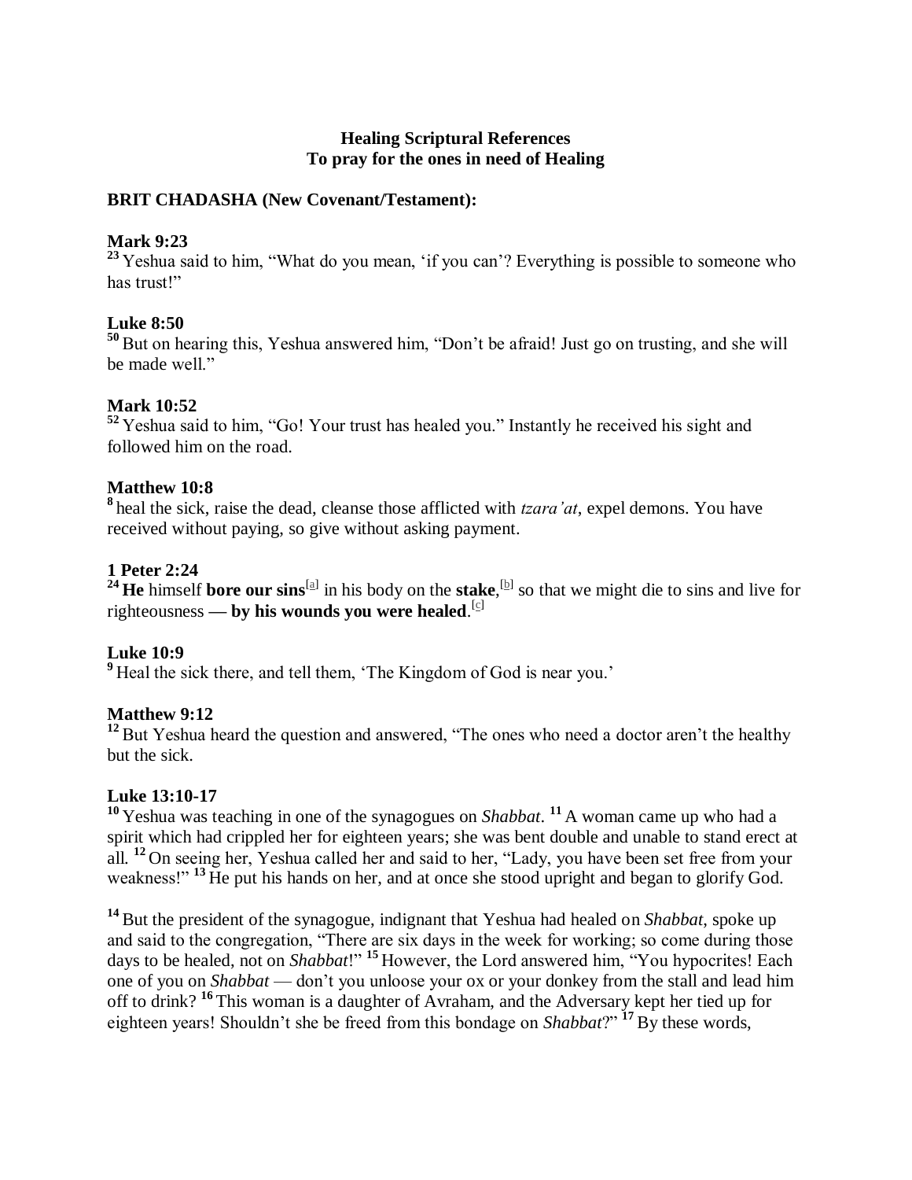# Healing Scriptural References
# To pray for the ones in need of Healing

## BRIT CHADASHA (New Covenant/Testament):

### Mark 9:23

23 Yeshua said to him, "What do you mean, 'if you can'? Everything is possible to someone who has trust!"

### Luke 8:50

50 But on hearing this, Yeshua answered him, "Don't be afraid! Just go on trusting, and she will be made well."

### Mark 10:52

52 Yeshua said to him, "Go! Your trust has healed you." Instantly he received his sight and followed him on the road.

### Matthew 10:8

8 heal the sick, raise the dead, cleanse those afflicted with *tzara'at*, expel demons. You have received without paying, so give without asking payment.

### 1 Peter 2:24

24 **He** himself **bore our sins**[a] in his body on the **stake**,[b] so that we might die to sins and live for righteousness **— by his wounds you were healed**.[c]

### Luke 10:9

9 Heal the sick there, and tell them, 'The Kingdom of God is near you.'

### Matthew 9:12

12 But Yeshua heard the question and answered, "The ones who need a doctor aren't the healthy but the sick.

### Luke 13:10-17

10 Yeshua was teaching in one of the synagogues on *Shabbat*. 11 A woman came up who had a spirit which had crippled her for eighteen years; she was bent double and unable to stand erect at all. 12 On seeing her, Yeshua called her and said to her, "Lady, you have been set free from your weakness!" 13 He put his hands on her, and at once she stood upright and began to glorify God.

14 But the president of the synagogue, indignant that Yeshua had healed on *Shabbat*, spoke up and said to the congregation, "There are six days in the week for working; so come during those days to be healed, not on *Shabbat*!" 15 However, the Lord answered him, "You hypocrites! Each one of you on *Shabbat* — don't you unloose your ox or your donkey from the stall and lead him off to drink? 16 This woman is a daughter of Avraham, and the Adversary kept her tied up for eighteen years! Shouldn't she be freed from this bondage on *Shabbat*?" 17 By these words,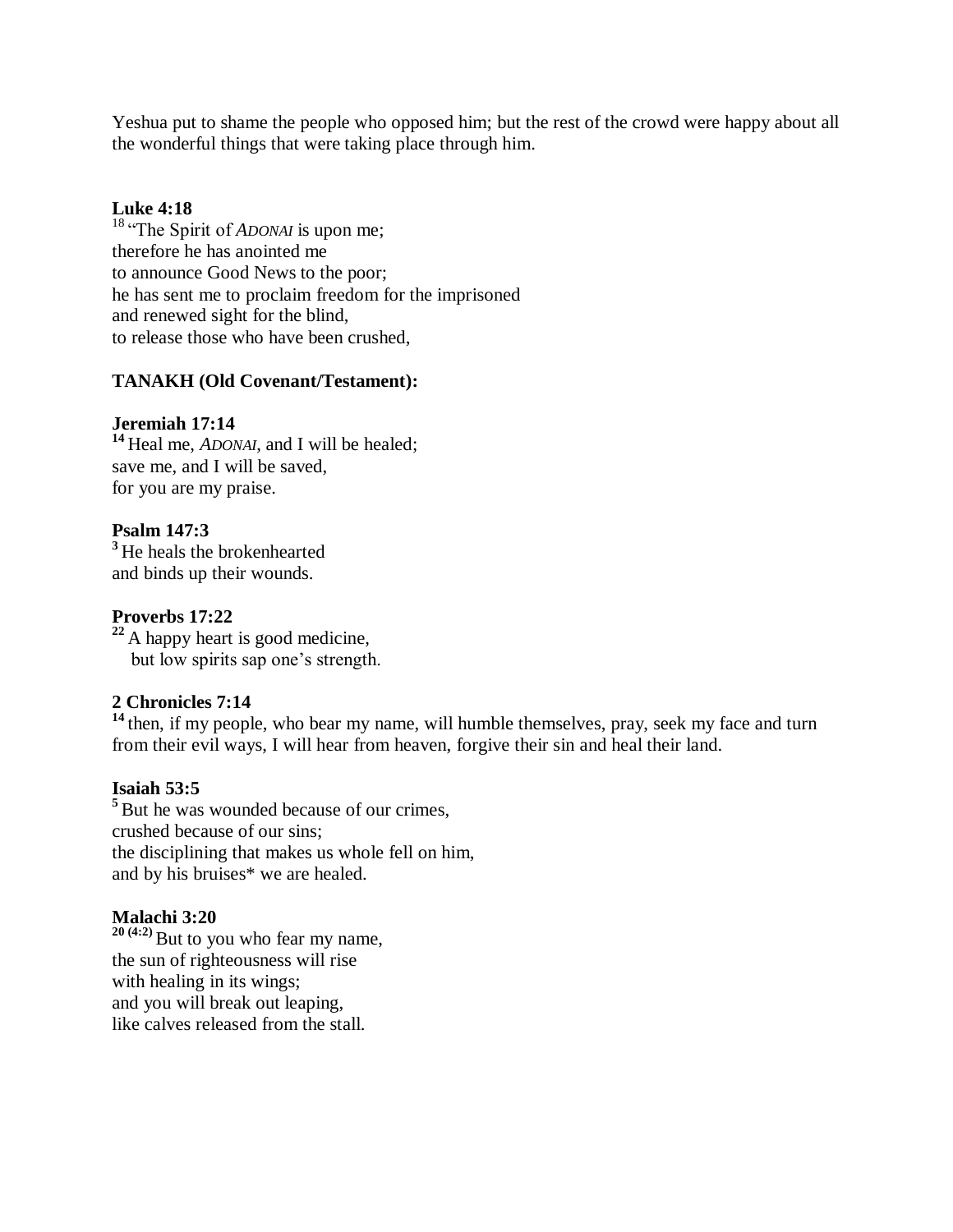Yeshua put to shame the people who opposed him; but the rest of the crowd were happy about all the wonderful things that were taking place through him.

**Luke 4:18**
[18] "The Spirit of *ADONAI* is upon me;
therefore he has anointed me
to announce Good News to the poor;
he has sent me to proclaim freedom for the imprisoned
and renewed sight for the blind,
to release those who have been crushed,

**TANAKH (Old Covenant/Testament):**

**Jeremiah 17:14**
**[14]** Heal me, *ADONAI*, and I will be healed;
save me, and I will be saved,
for you are my praise.

**Psalm 147:3**
**[3]** He heals the brokenhearted
and binds up their wounds.

**Proverbs 17:22**
**[22]** A happy heart is good medicine,
but low spirits sap one's strength.

**2 Chronicles 7:14**
**[14]** then, if my people, who bear my name, will humble themselves, pray, seek my face and turn from their evil ways, I will hear from heaven, forgive their sin and heal their land.

**Isaiah 53:5**
**[5]** But he was wounded because of our crimes,
crushed because of our sins;
the disciplining that makes us whole fell on him,
and by his bruises* we are healed.

**Malachi 3:20**
**[20 (4:2)]** But to you who fear my name,
the sun of righteousness will rise
with healing in its wings;
and you will break out leaping,
like calves released from the stall.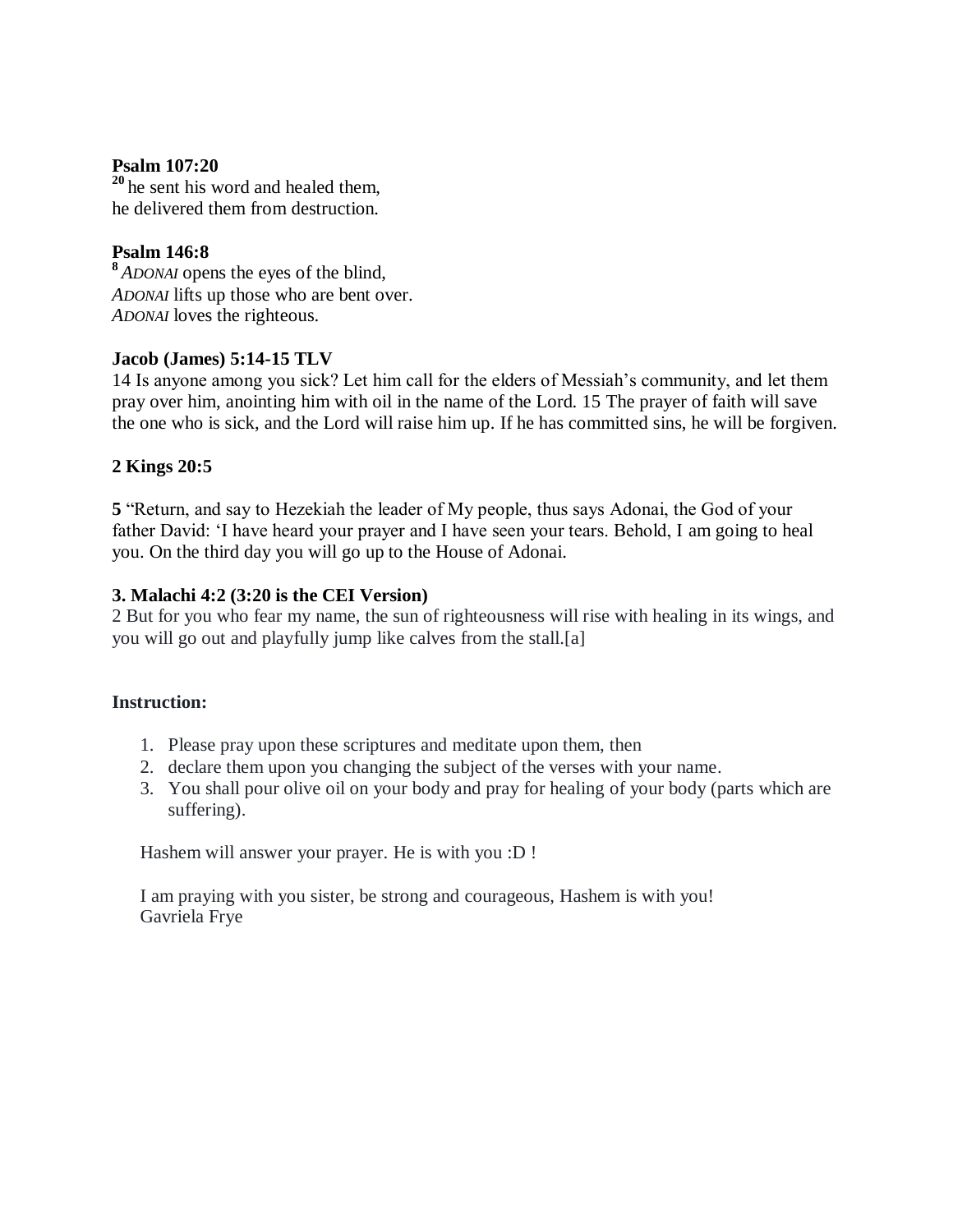**Psalm 107:20**

[20] he sent his word and healed them,
he delivered them from destruction.

**Psalm 146:8**

[8] *ADONAI* opens the eyes of the blind,
*ADONAI* lifts up those who are bent over.
*ADONAI* loves the righteous.

**Jacob (James) 5:14-15 TLV**

14 Is anyone among you sick? Let him call for the elders of Messiah's community, and let them pray over him, anointing him with oil in the name of the Lord. 15 The prayer of faith will save the one who is sick, and the Lord will raise him up. If he has committed sins, he will be forgiven.

**2 Kings 20:5**

**5** "Return, and say to Hezekiah the leader of My people, thus says Adonai, the God of your father David: 'I have heard your prayer and I have seen your tears. Behold, I am going to heal you. On the third day you will go up to the House of Adonai.

**3. Malachi 4:2 (3:20 is the CEI Version)**

2 But for you who fear my name, the sun of righteousness will rise with healing in its wings, and you will go out and playfully jump like calves from the stall.[a]

**Instruction:**

1. Please pray upon these scriptures and meditate upon them, then
2. declare them upon you changing the subject of the verses with your name.
3. You shall pour olive oil on your body and pray for healing of your body (parts which are suffering).

Hashem will answer your prayer. He is with you :D !

I am praying with you sister, be strong and courageous, Hashem is with you!
Gavriela Frye